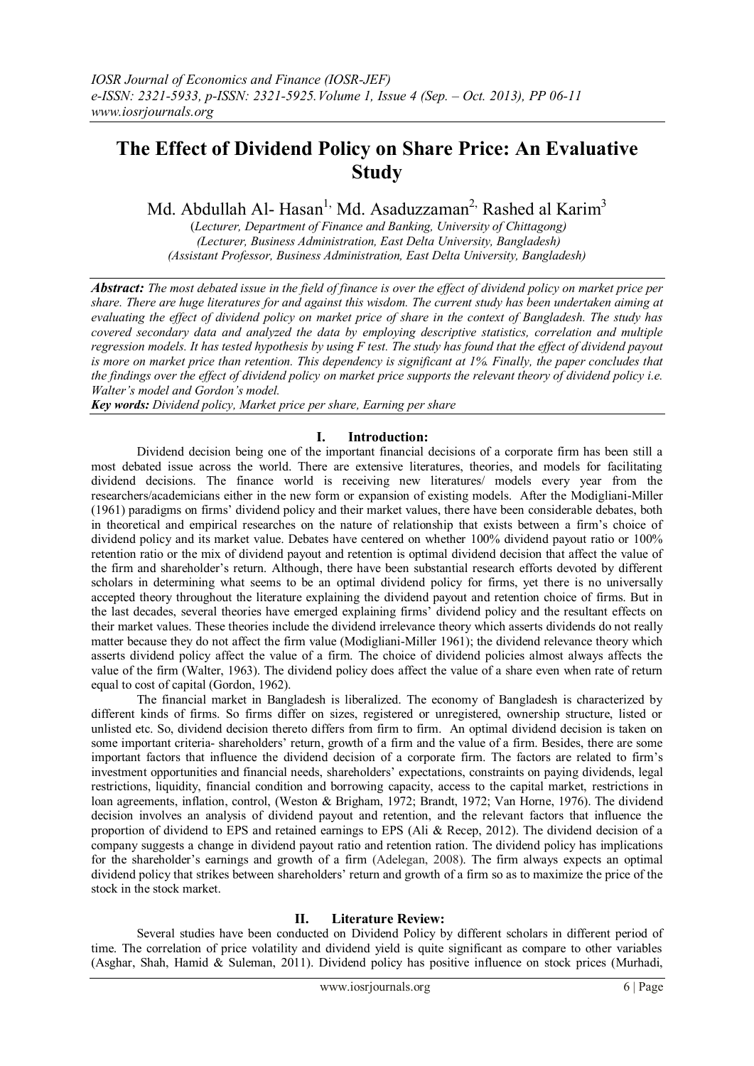# The Effect of Dividend Policy on Share Price: An Evaluative Study

Md. Abdullah Al- Hasan[1], Md. Asaduzzaman[2], Rashed al Karim[3]

*(Lecturer, Department of Finance and Banking, University of Chittagong)*
*(Lecturer, Business Administration, East Delta University, Bangladesh)*
*(Assistant Professor, Business Administration, East Delta University, Bangladesh)*

***Abstract:*** *The most debated issue in the field of finance is over the effect of dividend policy on market price per share. There are huge literatures for and against this wisdom. The current study has been undertaken aiming at evaluating the effect of dividend policy on market price of share in the context of Bangladesh. The study has covered secondary data and analyzed the data by employing descriptive statistics, correlation and multiple regression models. It has tested hypothesis by using F test. The study has found that the effect of dividend payout is more on market price than retention. This dependency is significant at 1%. Finally, the paper concludes that the findings over the effect of dividend policy on market price supports the relevant theory of dividend policy i.e. Walter's model and Gordon's model.*

***Key words:*** *Dividend policy, Market price per share, Earning per share*

## I. Introduction:

Dividend decision being one of the important financial decisions of a corporate firm has been still a most debated issue across the world. There are extensive literatures, theories, and models for facilitating dividend decisions. The finance world is receiving new literatures/ models every year from the researchers/academicians either in the new form or expansion of existing models. After the Modigliani-Miller (1961) paradigms on firms' dividend policy and their market values, there have been considerable debates, both in theoretical and empirical researches on the nature of relationship that exists between a firm's choice of dividend policy and its market value. Debates have centered on whether 100% dividend payout ratio or 100% retention ratio or the mix of dividend payout and retention is optimal dividend decision that affect the value of the firm and shareholder's return. Although, there have been substantial research efforts devoted by different scholars in determining what seems to be an optimal dividend policy for firms, yet there is no universally accepted theory throughout the literature explaining the dividend payout and retention choice of firms. But in the last decades, several theories have emerged explaining firms' dividend policy and the resultant effects on their market values. These theories include the dividend irrelevance theory which asserts dividends do not really matter because they do not affect the firm value (Modigliani-Miller 1961); the dividend relevance theory which asserts dividend policy affect the value of a firm. The choice of dividend policies almost always affects the value of the firm (Walter, 1963). The dividend policy does affect the value of a share even when rate of return equal to cost of capital (Gordon, 1962).

The financial market in Bangladesh is liberalized. The economy of Bangladesh is characterized by different kinds of firms. So firms differ on sizes, registered or unregistered, ownership structure, listed or unlisted etc. So, dividend decision thereto differs from firm to firm. An optimal dividend decision is taken on some important criteria- shareholders' return, growth of a firm and the value of a firm. Besides, there are some important factors that influence the dividend decision of a corporate firm. The factors are related to firm's investment opportunities and financial needs, shareholders' expectations, constraints on paying dividends, legal restrictions, liquidity, financial condition and borrowing capacity, access to the capital market, restrictions in loan agreements, inflation, control, (Weston & Brigham, 1972; Brandt, 1972; Van Horne, 1976). The dividend decision involves an analysis of dividend payout and retention, and the relevant factors that influence the proportion of dividend to EPS and retained earnings to EPS (Ali & Recep, 2012). The dividend decision of a company suggests a change in dividend payout ratio and retention ration. The dividend policy has implications for the shareholder's earnings and growth of a firm (Adelegan, 2008). The firm always expects an optimal dividend policy that strikes between shareholders' return and growth of a firm so as to maximize the price of the stock in the stock market.

## II. Literature Review:

Several studies have been conducted on Dividend Policy by different scholars in different period of time. The correlation of price volatility and dividend yield is quite significant as compare to other variables (Asghar, Shah, Hamid & Suleman, 2011). Dividend policy has positive influence on stock prices (Murhadi,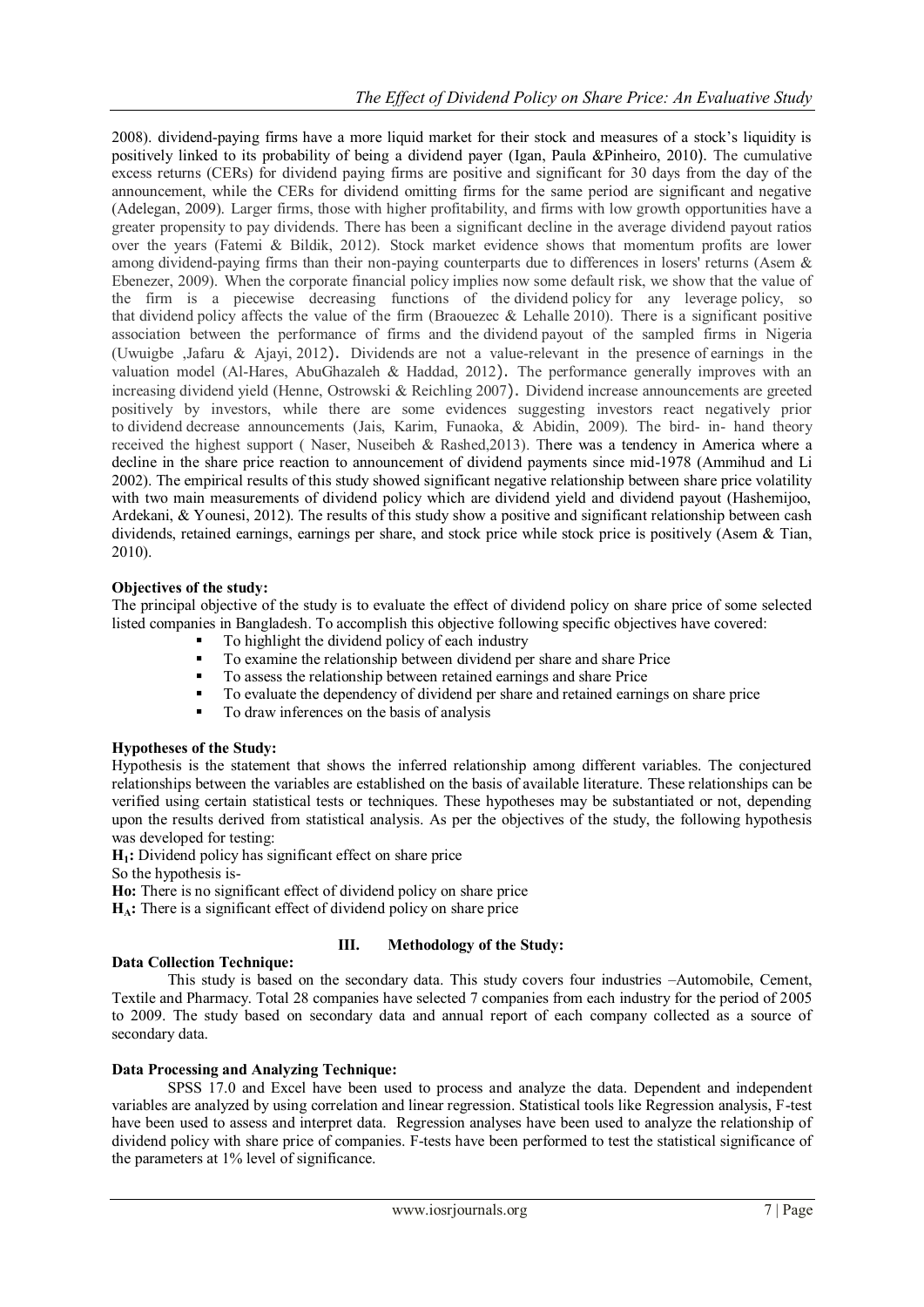2008). dividend-paying firms have a more liquid market for their stock and measures of a stock's liquidity is positively linked to its probability of being a dividend payer (Igan, Paula &Pinheiro, 2010). The cumulative excess returns (CERs) for dividend paying firms are positive and significant for 30 days from the day of the announcement, while the CERs for dividend omitting firms for the same period are significant and negative (Adelegan, 2009). Larger firms, those with higher profitability, and firms with low growth opportunities have a greater propensity to pay dividends. There has been a significant decline in the average dividend payout ratios over the years (Fatemi & Bildik, 2012). Stock market evidence shows that momentum profits are lower among dividend-paying firms than their non-paying counterparts due to differences in losers' returns (Asem & Ebenezer, 2009). When the corporate financial policy implies now some default risk, we show that the value of the firm is a piecewise decreasing functions of the dividend policy for any leverage policy, so that dividend policy affects the value of the firm (Braouezec & Lehalle 2010). There is a significant positive association between the performance of firms and the dividend payout of the sampled firms in Nigeria (Uwuigbe ,Jafaru & Ajayi, 2012). Dividends are not a value-relevant in the presence of earnings in the valuation model (Al-Hares, AbuGhazaleh & Haddad, 2012). The performance generally improves with an increasing dividend yield (Henne, Ostrowski & Reichling 2007). Dividend increase announcements are greeted positively by investors, while there are some evidences suggesting investors react negatively prior to dividend decrease announcements (Jais, Karim, Funaoka, & Abidin, 2009). The bird- in- hand theory received the highest support ( Naser, Nuseibeh & Rashed,2013). There was a tendency in America where a decline in the share price reaction to announcement of dividend payments since mid-1978 (Ammihud and Li 2002). The empirical results of this study showed significant negative relationship between share price volatility with two main measurements of dividend policy which are dividend yield and dividend payout (Hashemijoo, Ardekani, & Younesi, 2012). The results of this study show a positive and significant relationship between cash dividends, retained earnings, earnings per share, and stock price while stock price is positively (Asem & Tian, 2010).

**Objectives of the study:**

The principal objective of the study is to evaluate the effect of dividend policy on share price of some selected listed companies in Bangladesh. To accomplish this objective following specific objectives have covered:

- To highlight the dividend policy of each industry
- To examine the relationship between dividend per share and share Price
- To assess the relationship between retained earnings and share Price
- To evaluate the dependency of dividend per share and retained earnings on share price
- To draw inferences on the basis of analysis

**Hypotheses of the Study:**

Hypothesis is the statement that shows the inferred relationship among different variables. The conjectured relationships between the variables are established on the basis of available literature. These relationships can be verified using certain statistical tests or techniques. These hypotheses may be substantiated or not, depending upon the results derived from statistical analysis. As per the objectives of the study, the following hypothesis was developed for testing:

**$H_1$:** Dividend policy has significant effect on share price

So the hypothesis is-

**Ho:** There is no significant effect of dividend policy on share price

**$H_A$:** There is a significant effect of dividend policy on share price

## III. Methodology of the Study:

**Data Collection Technique:**

This study is based on the secondary data. This study covers four industries –Automobile, Cement, Textile and Pharmacy. Total 28 companies have selected 7 companies from each industry for the period of 2005 to 2009. The study based on secondary data and annual report of each company collected as a source of secondary data.

**Data Processing and Analyzing Technique:**

SPSS 17.0 and Excel have been used to process and analyze the data. Dependent and independent variables are analyzed by using correlation and linear regression. Statistical tools like Regression analysis, F-test have been used to assess and interpret data. Regression analyses have been used to analyze the relationship of dividend policy with share price of companies. F-tests have been performed to test the statistical significance of the parameters at 1% level of significance.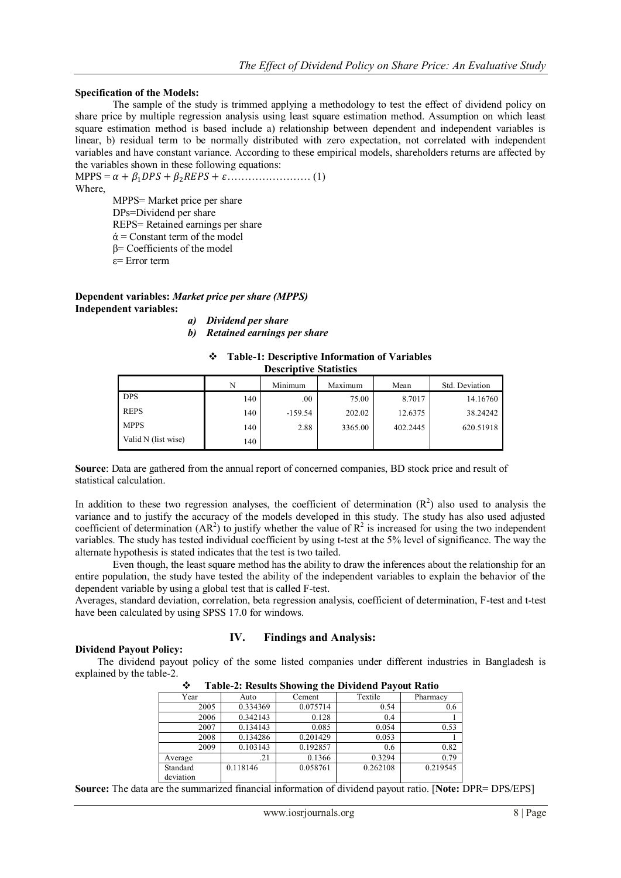**Specification of the Models:**

The sample of the study is trimmed applying a methodology to test the effect of dividend policy on share price by multiple regression analysis using least square estimation method. Assumption on which least square estimation method is based include a) relationship between dependent and independent variables is linear, b) residual term to be normally distributed with zero expectation, not correlated with independent variables and have constant variance. According to these empirical models, shareholders returns are affected by the variables shown in these following equations:

MPPS = $\alpha + \beta_1 DPS + \beta_2 REPS + \varepsilon$…………………… (1)

Where,

MPPS= Market price per share
DPs=Dividend per share
REPS= Retained earnings per share
ά = Constant term of the model
β= Coefficients of the model
ε= Error term

**Dependent variables:** ***Market price per share (MPPS)***
**Independent variables:**

*a) Dividend per share*
*b) Retained earnings per share*

**❖ Table-1: Descriptive Information of Variables**

**Descriptive Statistics**

| | N | Minimum | Maximum | Mean | Std. Deviation |
|---|---|---|---|---|---|
| DPS | 140 | .00 | 75.00 | 8.7017 | 14.16760 |
| REPS | 140 | -159.54 | 202.02 | 12.6375 | 38.24242 |
| MPPS | 140 | 2.88 | 3365.00 | 402.2445 | 620.51918 |
| Valid N (list wise) | 140 | | | | |

**Source**: Data are gathered from the annual report of concerned companies, BD stock price and result of statistical calculation.

In addition to these two regression analyses, the coefficient of determination ($R^2$) also used to analysis the variance and to justify the accuracy of the models developed in this study. The study has also used adjusted coefficient of determination ($AR^2$) to justify whether the value of $R^2$ is increased for using the two independent variables. The study has tested individual coefficient by using t-test at the 5% level of significance. The way the alternate hypothesis is stated indicates that the test is two tailed.

Even though, the least square method has the ability to draw the inferences about the relationship for an entire population, the study have tested the ability of the independent variables to explain the behavior of the dependent variable by using a global test that is called F-test.

Averages, standard deviation, correlation, beta regression analysis, coefficient of determination, F-test and t-test have been calculated by using SPSS 17.0 for windows.

## IV. Findings and Analysis:

**Dividend Payout Policy:**

The dividend payout policy of the some listed companies under different industries in Bangladesh is explained by the table-2.

**❖ Table-2: Results Showing the Dividend Payout Ratio**

| Year | Auto | Cement | Textile | Pharmacy |
|---|---|---|---|---|
| 2005 | 0.334369 | 0.075714 | 0.54 | 0.6 |
| 2006 | 0.342143 | 0.128 | 0.4 | 1 |
| 2007 | 0.134143 | 0.085 | 0.054 | 0.53 |
| 2008 | 0.134286 | 0.201429 | 0.053 | 1 |
| 2009 | 0.103143 | 0.192857 | 0.6 | 0.82 |
| Average | .21 | 0.1366 | 0.3294 | 0.79 |
| Standard deviation | 0.118146 | 0.058761 | 0.262108 | 0.219545 |

**Source:** The data are the summarized financial information of dividend payout ratio. [**Note:** DPR= DPS/EPS]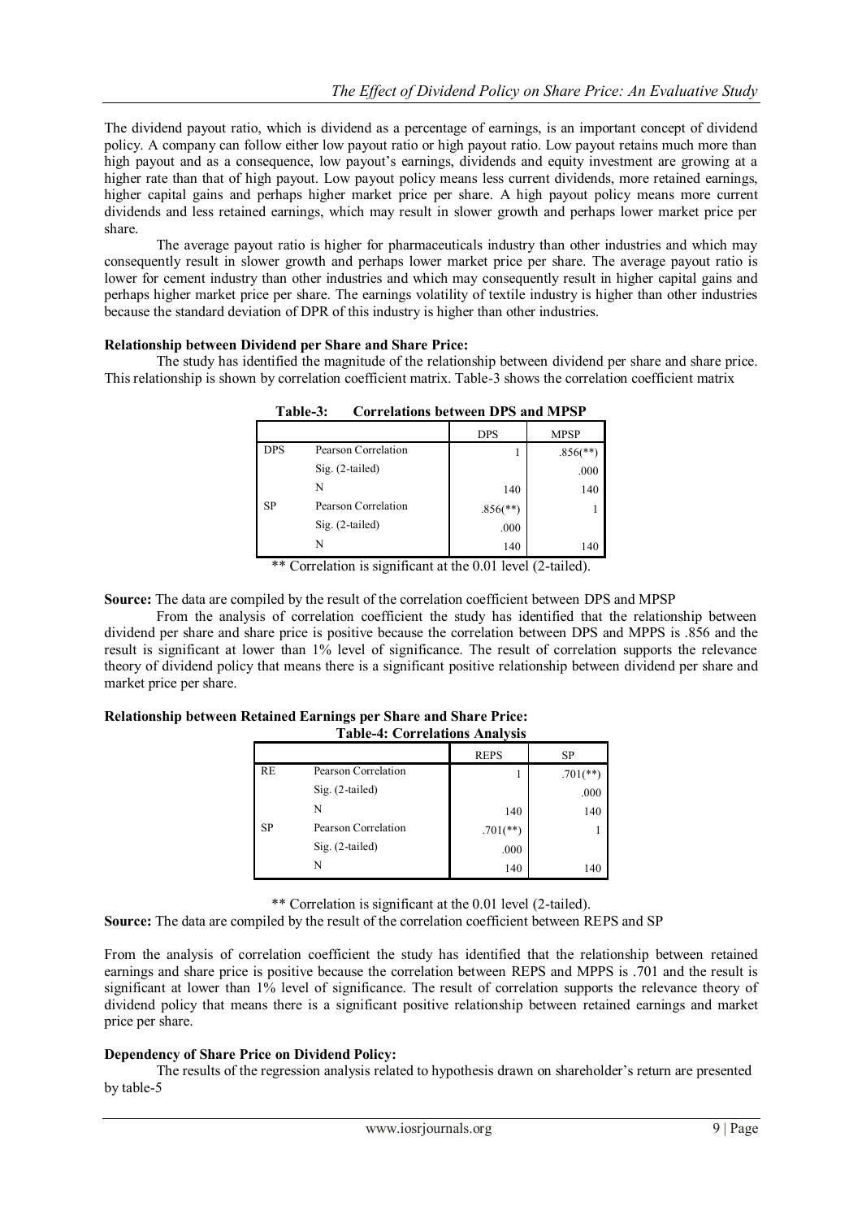The dividend payout ratio, which is dividend as a percentage of earnings, is an important concept of dividend policy. A company can follow either low payout ratio or high payout ratio. Low payout retains much more than high payout and as a consequence, low payout's earnings, dividends and equity investment are growing at a higher rate than that of high payout. Low payout policy means less current dividends, more retained earnings, higher capital gains and perhaps higher market price per share. A high payout policy means more current dividends and less retained earnings, which may result in slower growth and perhaps lower market price per share.

The average payout ratio is higher for pharmaceuticals industry than other industries and which may consequently result in slower growth and perhaps lower market price per share. The average payout ratio is lower for cement industry than other industries and which may consequently result in higher capital gains and perhaps higher market price per share. The earnings volatility of textile industry is higher than other industries because the standard deviation of DPR of this industry is higher than other industries.

**Relationship between Dividend per Share and Share Price:**

The study has identified the magnitude of the relationship between dividend per share and share price. This relationship is shown by correlation coefficient matrix. Table-3 shows the correlation coefficient matrix

**Table-3: Correlations between DPS and MPSP**

| | | DPS | MPSP |
|---|---|---|---|
| DPS | Pearson Correlation | 1 | .856(**) |
| | Sig. (2-tailed) | | .000 |
| | N | 140 | 140 |
| SP | Pearson Correlation | .856(**) | 1 |
| | Sig. (2-tailed) | .000 | |
| | N | 140 | 140 |

** Correlation is significant at the 0.01 level (2-tailed).

**Source:** The data are compiled by the result of the correlation coefficient between DPS and MPSP

From the analysis of correlation coefficient the study has identified that the relationship between dividend per share and share price is positive because the correlation between DPS and MPPS is .856 and the result is significant at lower than 1% level of significance. The result of correlation supports the relevance theory of dividend policy that means there is a significant positive relationship between dividend per share and market price per share.

**Relationship between Retained Earnings per Share and Share Price:**

**Table-4: Correlations Analysis**

| | | REPS | SP |
|---|---|---|---|
| RE | Pearson Correlation | 1 | .701(**) |
| | Sig. (2-tailed) | | .000 |
| | N | 140 | 140 |
| SP | Pearson Correlation | .701(**) | 1 |
| | Sig. (2-tailed) | .000 | |
| | N | 140 | 140 |

** Correlation is significant at the 0.01 level (2-tailed).

**Source:** The data are compiled by the result of the correlation coefficient between REPS and SP

From the analysis of correlation coefficient the study has identified that the relationship between retained earnings and share price is positive because the correlation between REPS and MPPS is .701 and the result is significant at lower than 1% level of significance. The result of correlation supports the relevance theory of dividend policy that means there is a significant positive relationship between retained earnings and market price per share.

**Dependency of Share Price on Dividend Policy:**

The results of the regression analysis related to hypothesis drawn on shareholder's return are presented by table-5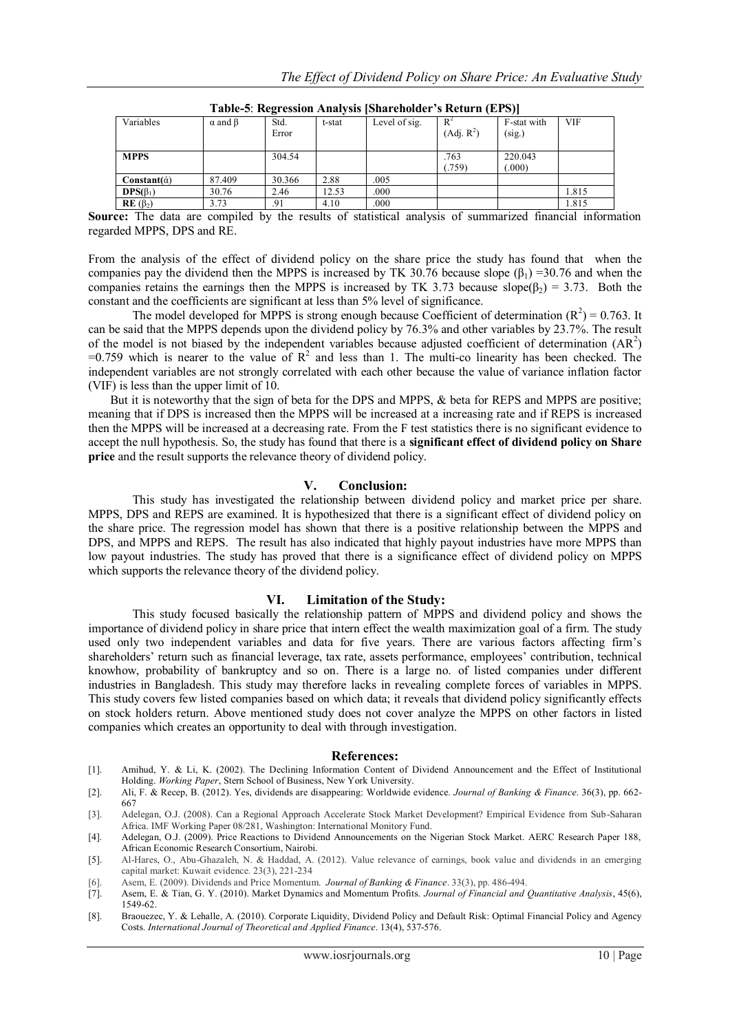**Table-5**: **Regression Analysis [Shareholder's Return (EPS)]**

| Variables | α and β | Std. Error | t-stat | Level of sig. | $R^2$ (Adj. $R^2$) | F-stat with (sig.) | VIF |
|---|---|---|---|---|---|---|---|
| **MPPS** | | 304.54 | | | .763 (.759) | 220.043 (.000) | |
| **Constant(ά)** | 87.409 | 30.366 | 2.88 | .005 | | | |
| **DPS($\beta_1$)** | 30.76 | 2.46 | 12.53 | .000 | | | 1.815 |
| **RE** ($\beta_2$) | 3.73 | .91 | 4.10 | .000 | | | 1.815 |

**Source:** The data are compiled by the results of statistical analysis of summarized financial information regarded MPPS, DPS and RE.

From the analysis of the effect of dividend policy on the share price the study has found that when the companies pay the dividend then the MPPS is increased by TK 30.76 because slope ($\beta_1$) =30.76 and when the companies retains the earnings then the MPPS is increased by TK 3.73 because slope($\beta_2$) = 3.73. Both the constant and the coefficients are significant at less than 5% level of significance.

The model developed for MPPS is strong enough because Coefficient of determination ($R^2$) = 0.763. It can be said that the MPPS depends upon the dividend policy by 76.3% and other variables by 23.7%. The result of the model is not biased by the independent variables because adjusted coefficient of determination ($AR^2$) =0.759 which is nearer to the value of $R^2$ and less than 1. The multi-co linearity has been checked. The independent variables are not strongly correlated with each other because the value of variance inflation factor (VIF) is less than the upper limit of 10.

But it is noteworthy that the sign of beta for the DPS and MPPS, & beta for REPS and MPPS are positive; meaning that if DPS is increased then the MPPS will be increased at a increasing rate and if REPS is increased then the MPPS will be increased at a decreasing rate. From the F test statistics there is no significant evidence to accept the null hypothesis. So, the study has found that there is a **significant effect of dividend policy on Share price** and the result supports the relevance theory of dividend policy.

## V. Conclusion:

This study has investigated the relationship between dividend policy and market price per share. MPPS, DPS and REPS are examined. It is hypothesized that there is a significant effect of dividend policy on the share price. The regression model has shown that there is a positive relationship between the MPPS and DPS, and MPPS and REPS. The result has also indicated that highly payout industries have more MPPS than low payout industries. The study has proved that there is a significance effect of dividend policy on MPPS which supports the relevance theory of the dividend policy.

## VI. Limitation of the Study:

This study focused basically the relationship pattern of MPPS and dividend policy and shows the importance of dividend policy in share price that intern effect the wealth maximization goal of a firm. The study used only two independent variables and data for five years. There are various factors affecting firm's shareholders' return such as financial leverage, tax rate, assets performance, employees' contribution, technical knowhow, probability of bankruptcy and so on. There is a large no. of listed companies under different industries in Bangladesh. This study may therefore lacks in revealing complete forces of variables in MPPS. This study covers few listed companies based on which data; it reveals that dividend policy significantly effects on stock holders return. Above mentioned study does not cover analyze the MPPS on other factors in listed companies which creates an opportunity to deal with through investigation.

## References:

[1]. Amihud, Y. & Li, K. (2002). The Declining Information Content of Dividend Announcement and the Effect of Institutional Holding. *Working Paper*, Stern School of Business, New York University.

[2]. Ali, F. & Recep, B. (2012). Yes, dividends are disappearing: Worldwide evidence. *Journal of Banking & Finance*. 36(3), pp. 662-667

[3]. Adelegan, O.J. (2008). Can a Regional Approach Accelerate Stock Market Development? Empirical Evidence from Sub-Saharan Africa. IMF Working Paper 08/281, Washington: International Monitory Fund.

[4]. Adelegan, O.J. (2009). Price Reactions to Dividend Announcements on the Nigerian Stock Market. AERC Research Paper 188, African Economic Research Consortium, Nairobi.

[5]. Al-Hares, O., Abu-Ghazaleh, N. & Haddad, A. (2012). Value relevance of earnings, book value and dividends in an emerging capital market: Kuwait evidence. 23(3), 221-234

[6]. Asem, E. (2009). Dividends and Price Momentum. *Journal of Banking & Finance*. 33(3), pp. 486-494.

[7]. Asem, E. & Tian, G. Y. (2010). Market Dynamics and Momentum Profits. *Journal of Financial and Quantitative Analysis*, 45(6), 1549-62.

[8]. Braouezec, Y. & Lehalle, A. (2010). Corporate Liquidity, Dividend Policy and Default Risk: Optimal Financial Policy and Agency Costs. *International Journal of Theoretical and Applied Finance*. 13(4), 537-576.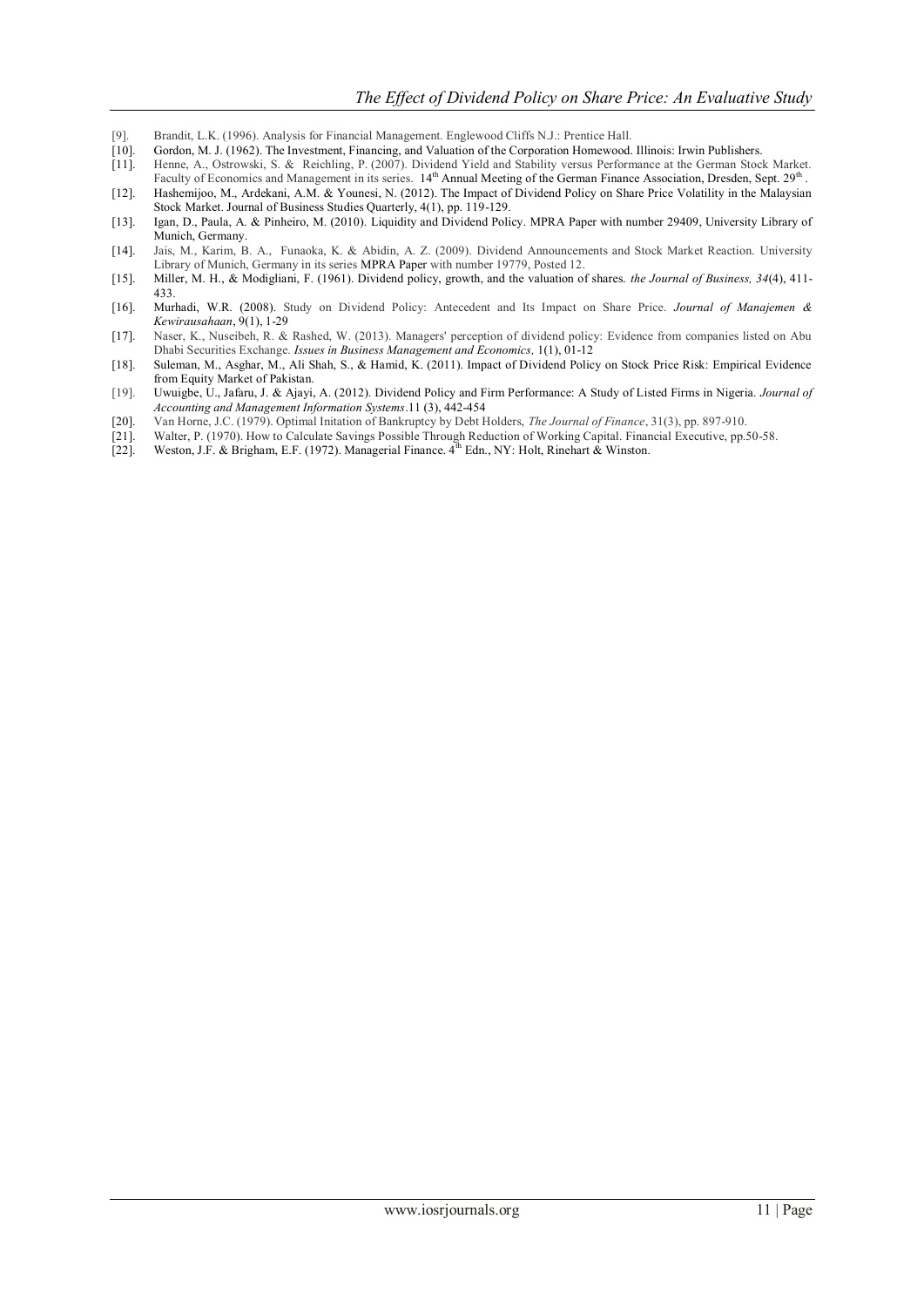[9]. Brandit, L.K. (1996). Analysis for Financial Management. Englewood Cliffs N.J.: Prentice Hall.

[10]. Gordon, M. J. (1962). The Investment, Financing, and Valuation of the Corporation Homewood. Illinois: Irwin Publishers.

[11]. Henne, A., Ostrowski, S. & Reichling, P. (2007). Dividend Yield and Stability versus Performance at the German Stock Market. Faculty of Economics and Management in its series. 14th Annual Meeting of the German Finance Association, Dresden, Sept. 29th.

[12]. Hashemijoo, M., Ardekani, A.M. & Younesi, N. (2012). The Impact of Dividend Policy on Share Price Volatility in the Malaysian Stock Market. Journal of Business Studies Quarterly, 4(1), pp. 119-129.

[13]. Igan, D., Paula, A. & Pinheiro, M. (2010). Liquidity and Dividend Policy. MPRA Paper with number 29409, University Library of Munich, Germany.

[14]. Jais, M., Karim, B. A., Funaoka, K. & Abidin, A. Z. (2009). Dividend Announcements and Stock Market Reaction. University Library of Munich, Germany in its series MPRA Paper with number 19779, Posted 12.

[15]. Miller, M. H., & Modigliani, F. (1961). Dividend policy, growth, and the valuation of shares. *the Journal of Business, 34*(4), 411-433.

[16]. Murhadi, W.R. (2008). Study on Dividend Policy: Antecedent and Its Impact on Share Price. *Journal of Manajemen & Kewirausahaan*, 9(1), 1-29

[17]. Naser, K., Nuseibeh, R. & Rashed, W. (2013). Managers' perception of dividend policy: Evidence from companies listed on Abu Dhabi Securities Exchange. *Issues in Business Management and Economics,* 1(1), 01-12

[18]. Suleman, M., Asghar, M., Ali Shah, S., & Hamid, K. (2011). Impact of Dividend Policy on Stock Price Risk: Empirical Evidence from Equity Market of Pakistan.

[19]. Uwuigbe, U., Jafaru, J. & Ajayi, A. (2012). Dividend Policy and Firm Performance: A Study of Listed Firms in Nigeria. *Journal of Accounting and Management Information Systems*.11 (3), 442-454

[20]. Van Horne, J.C. (1979). Optimal Initation of Bankruptcy by Debt Holders, *The Journal of Finance*, 31(3), pp. 897-910.

[21]. Walter, P. (1970). How to Calculate Savings Possible Through Reduction of Working Capital. Financial Executive, pp.50-58.

[22]. Weston, J.F. & Brigham, E.F. (1972). Managerial Finance. 4th Edn., NY: Holt, Rinehart & Winston.